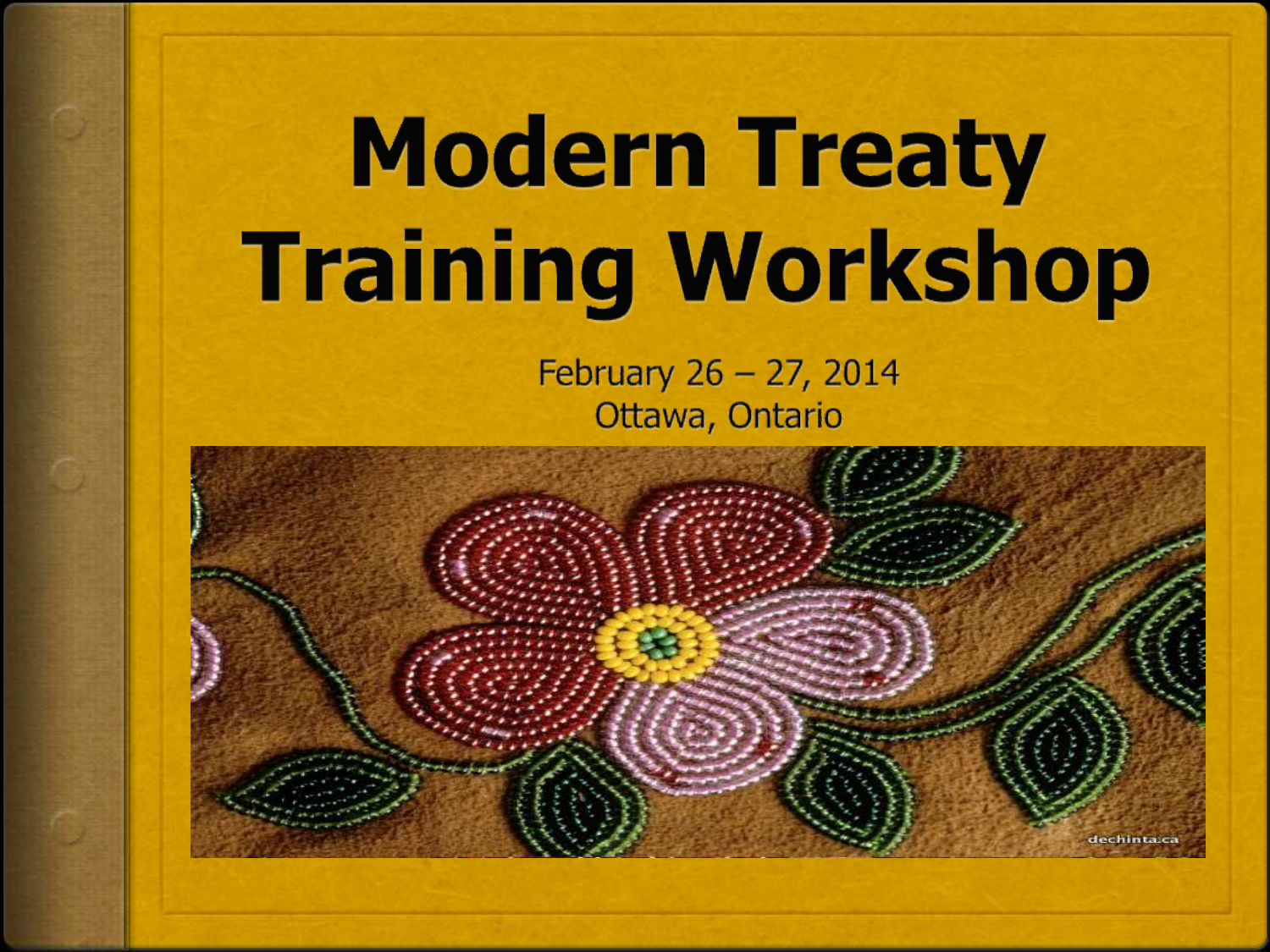# Modern Treaty Training Workshop

February 26 – 27, 2014
Ottawa, Ontario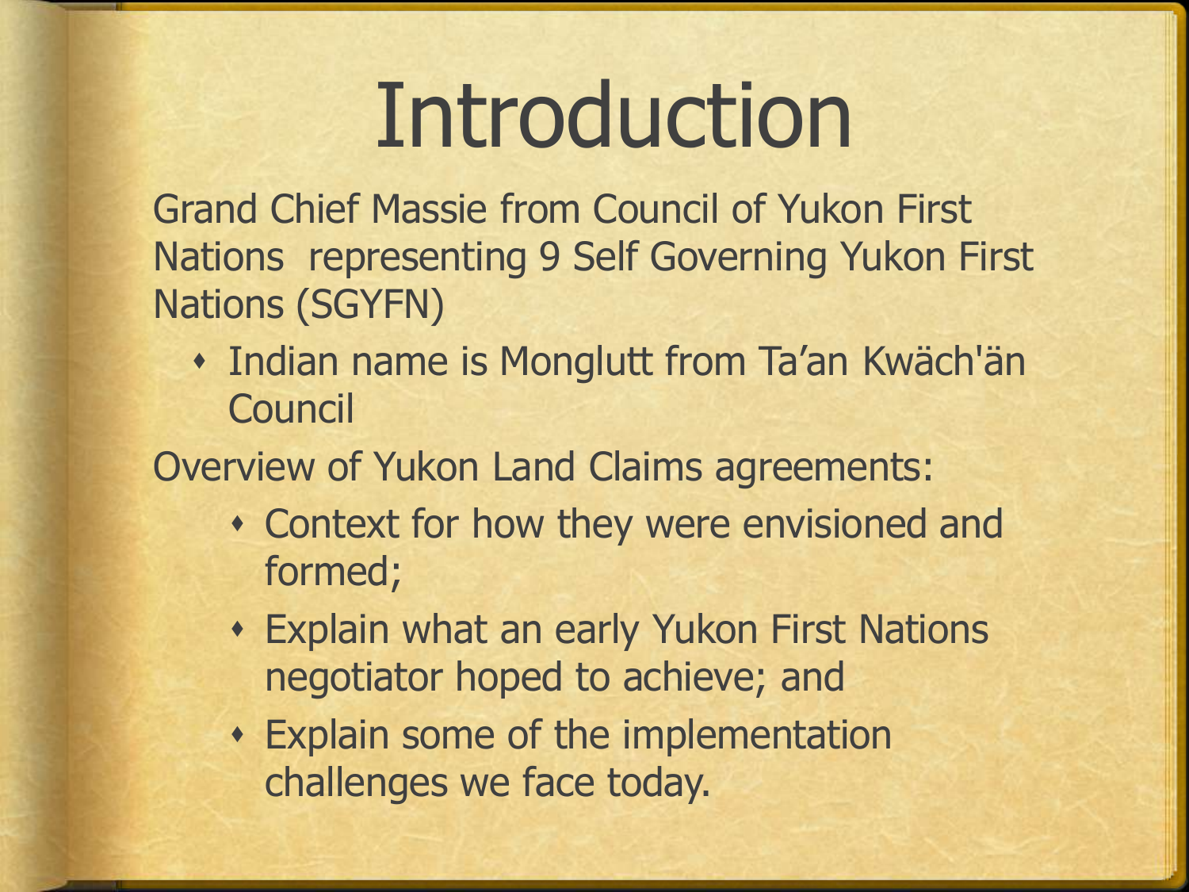# Introduction

Grand Chief Massie from Council of Yukon First Nations representing 9 Self Governing Yukon First Nations (SGYFN)

- Indian name is Monglutt from Ta'an Kwäch'än Council

Overview of Yukon Land Claims agreements:

- Context for how they were envisioned and formed;
- Explain what an early Yukon First Nations negotiator hoped to achieve; and
- Explain some of the implementation challenges we face today.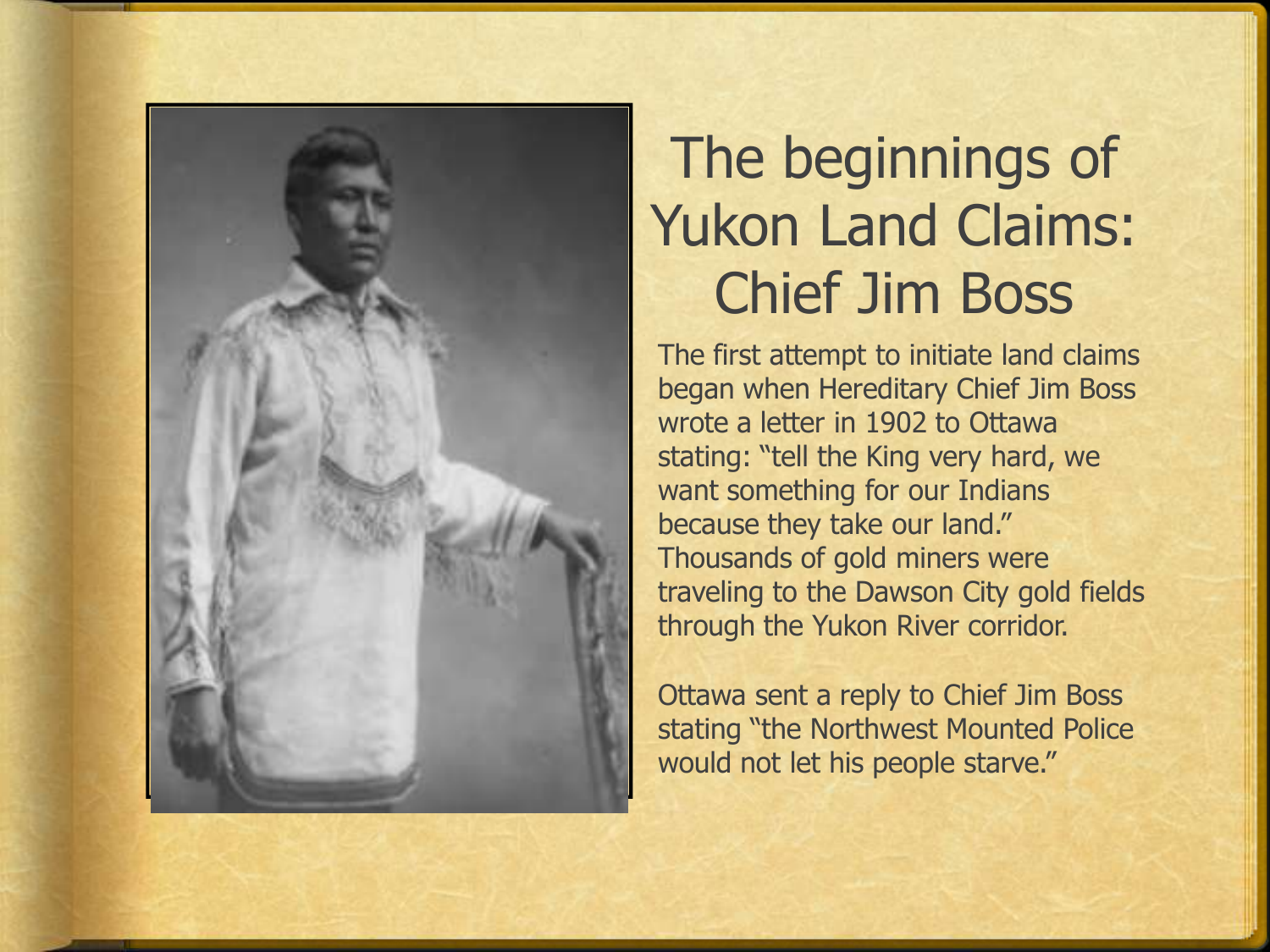# The beginnings of Yukon Land Claims: Chief Jim Boss

The first attempt to initiate land claims began when Hereditary Chief Jim Boss wrote a letter in 1902 to Ottawa stating: "tell the King very hard, we want something for our Indians because they take our land." Thousands of gold miners were traveling to the Dawson City gold fields through the Yukon River corridor.

Ottawa sent a reply to Chief Jim Boss stating "the Northwest Mounted Police would not let his people starve."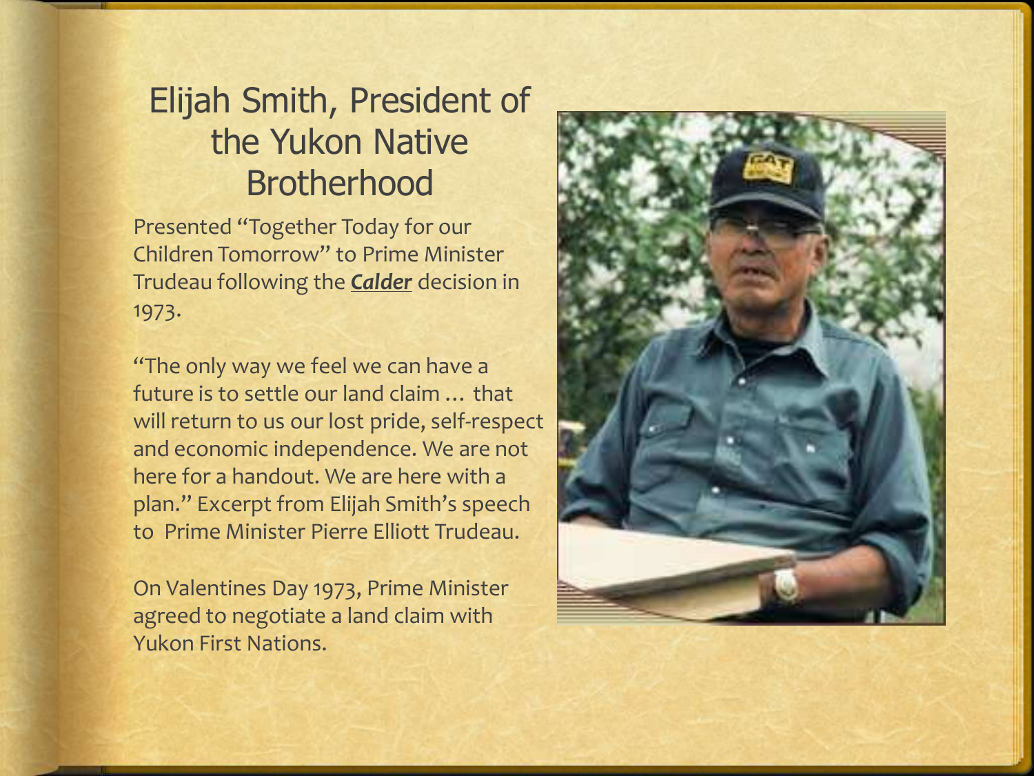# Elijah Smith, President of the Yukon Native Brotherhood

Presented "Together Today for our Children Tomorrow" to Prime Minister Trudeau following the ***Calder*** decision in 1973.

"The only way we feel we can have a future is to settle our land claim … that will return to us our lost pride, self-respect and economic independence. We are not here for a handout. We are here with a plan." Excerpt from Elijah Smith's speech to Prime Minister Pierre Elliott Trudeau.

On Valentines Day 1973, Prime Minister agreed to negotiate a land claim with Yukon First Nations.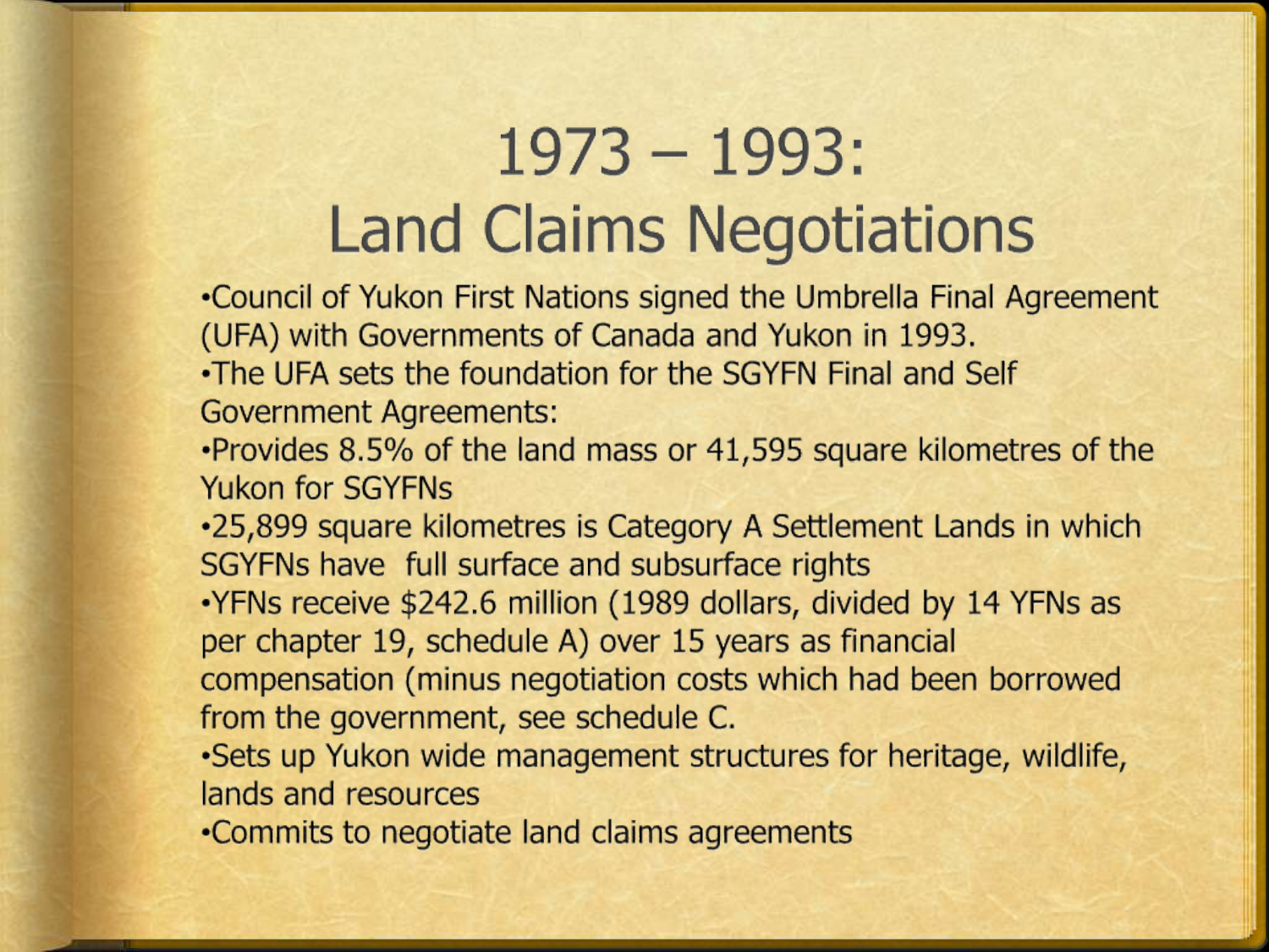# 1973 – 1993: Land Claims Negotiations

- Council of Yukon First Nations signed the Umbrella Final Agreement (UFA) with Governments of Canada and Yukon in 1993.
- The UFA sets the foundation for the SGYFN Final and Self Government Agreements:
- Provides 8.5% of the land mass or 41,595 square kilometres of the Yukon for SGYFNs
- 25,899 square kilometres is Category A Settlement Lands in which SGYFNs have full surface and subsurface rights
- YFNs receive $242.6 million (1989 dollars, divided by 14 YFNs as per chapter 19, schedule A) over 15 years as financial compensation (minus negotiation costs which had been borrowed from the government, see schedule C.
- Sets up Yukon wide management structures for heritage, wildlife, lands and resources
- Commits to negotiate land claims agreements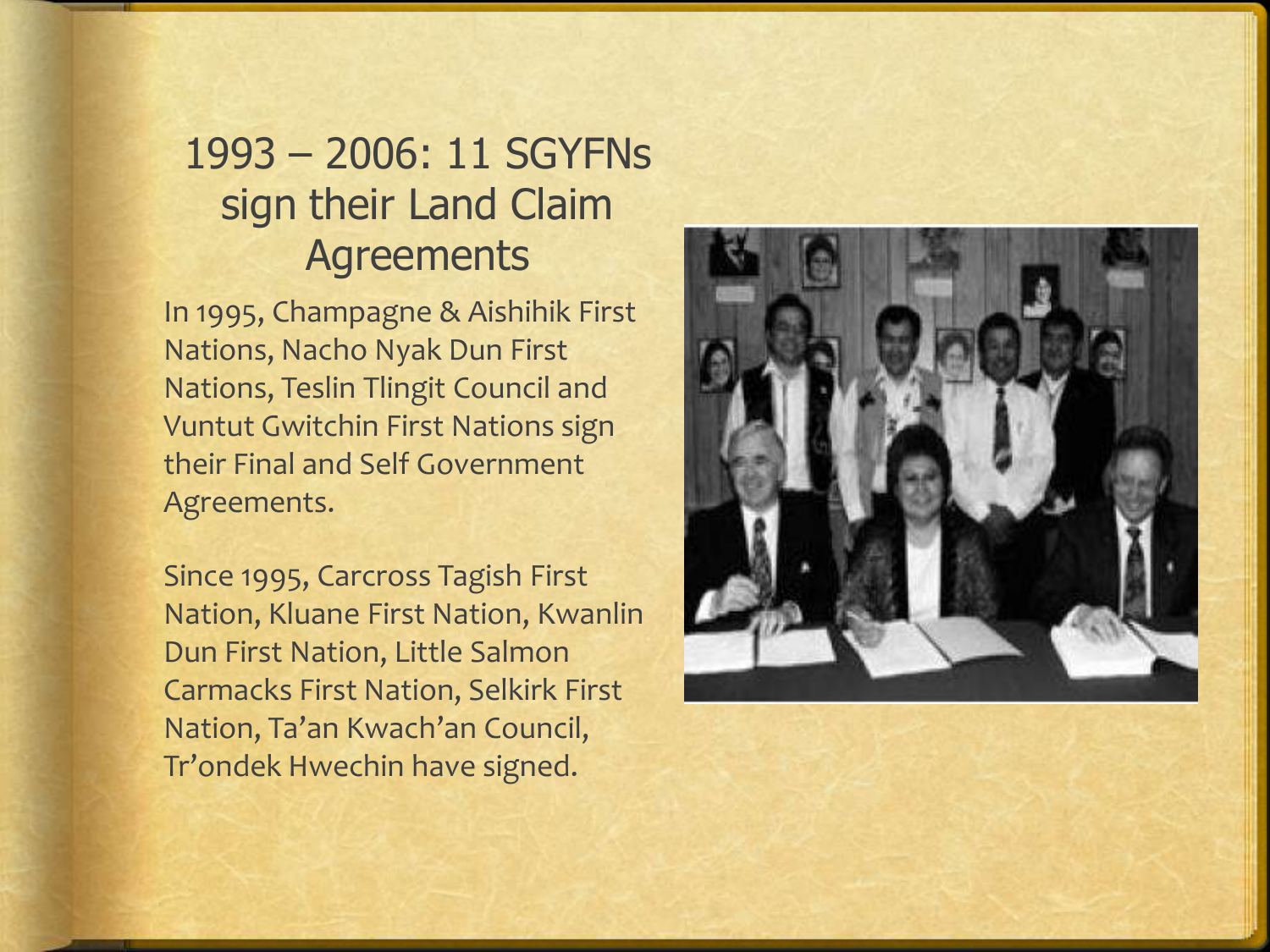# 1993 – 2006: 11 SGYFNs sign their Land Claim Agreements

In 1995, Champagne & Aishihik First Nations, Nacho Nyak Dun First Nations, Teslin Tlingit Council and Vuntut Gwitchin First Nations sign their Final and Self Government Agreements.

Since 1995, Carcross Tagish First Nation, Kluane First Nation, Kwanlin Dun First Nation, Little Salmon Carmacks First Nation, Selkirk First Nation, Ta'an Kwach'an Council, Tr'ondek Hwechin have signed.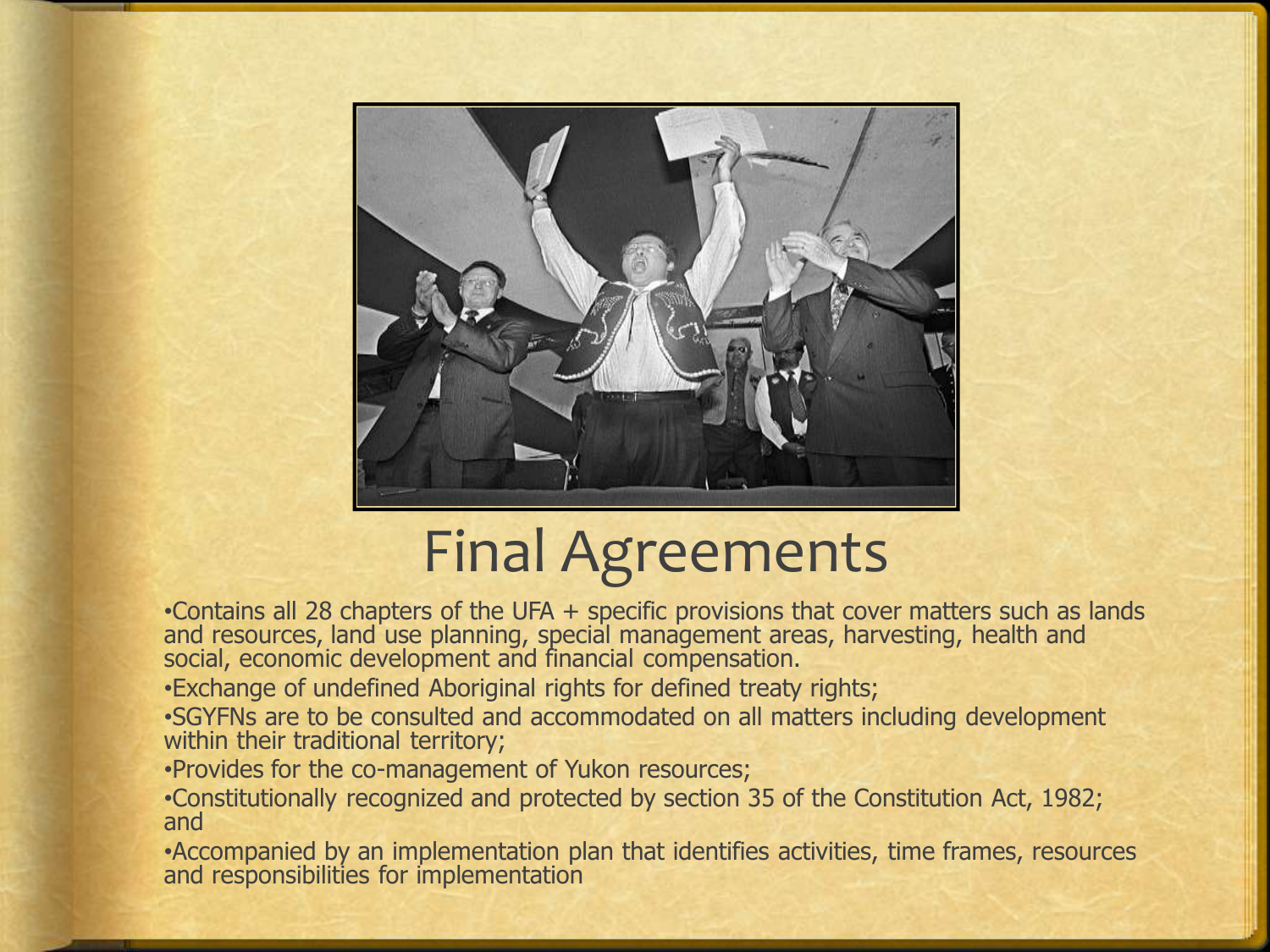# Final Agreements

- Contains all 28 chapters of the UFA + specific provisions that cover matters such as lands and resources, land use planning, special management areas, harvesting, health and social, economic development and financial compensation.
- Exchange of undefined Aboriginal rights for defined treaty rights;
- SGYFNs are to be consulted and accommodated on all matters including development within their traditional territory;
- Provides for the co-management of Yukon resources;
- Constitutionally recognized and protected by section 35 of the Constitution Act, 1982; and
- Accompanied by an implementation plan that identifies activities, time frames, resources and responsibilities for implementation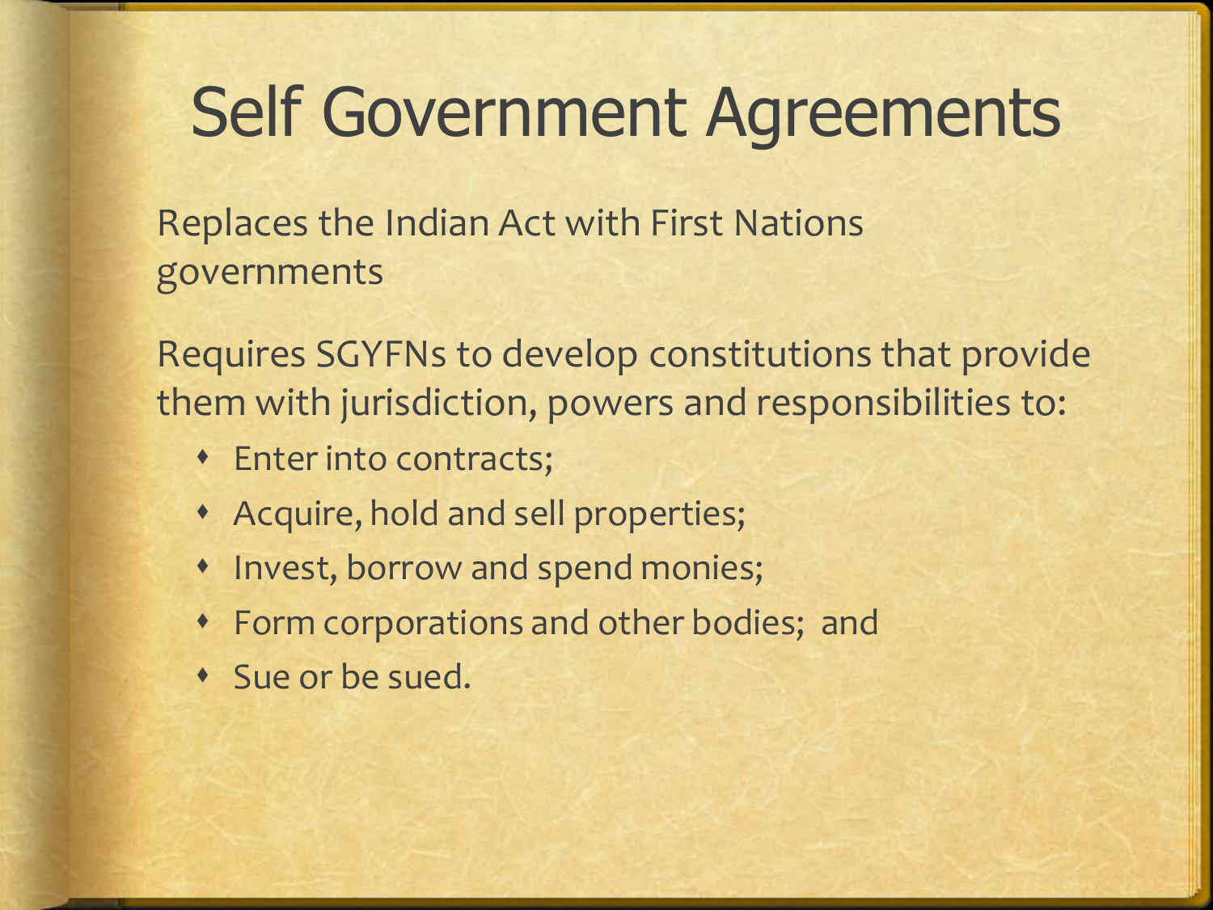# Self Government Agreements

Replaces the Indian Act with First Nations governments

Requires SGYFNs to develop constitutions that provide them with jurisdiction, powers and responsibilities to:

- Enter into contracts;
- Acquire, hold and sell properties;
- Invest, borrow and spend monies;
- Form corporations and other bodies; and
- Sue or be sued.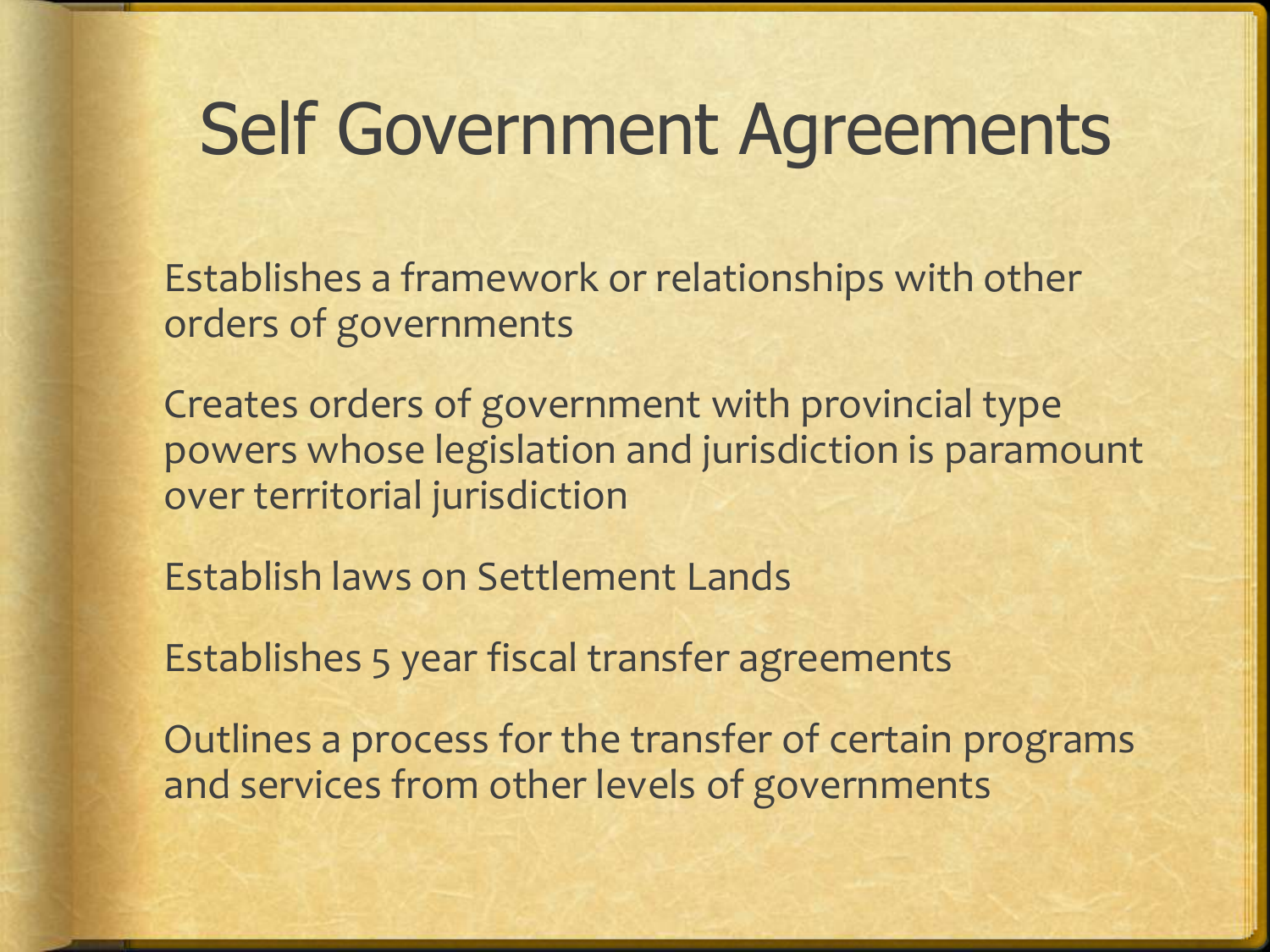# Self Government Agreements

Establishes a framework or relationships with other orders of governments

Creates orders of government with provincial type powers whose legislation and jurisdiction is paramount over territorial jurisdiction

Establish laws on Settlement Lands

Establishes 5 year fiscal transfer agreements

Outlines a process for the transfer of certain programs and services from other levels of governments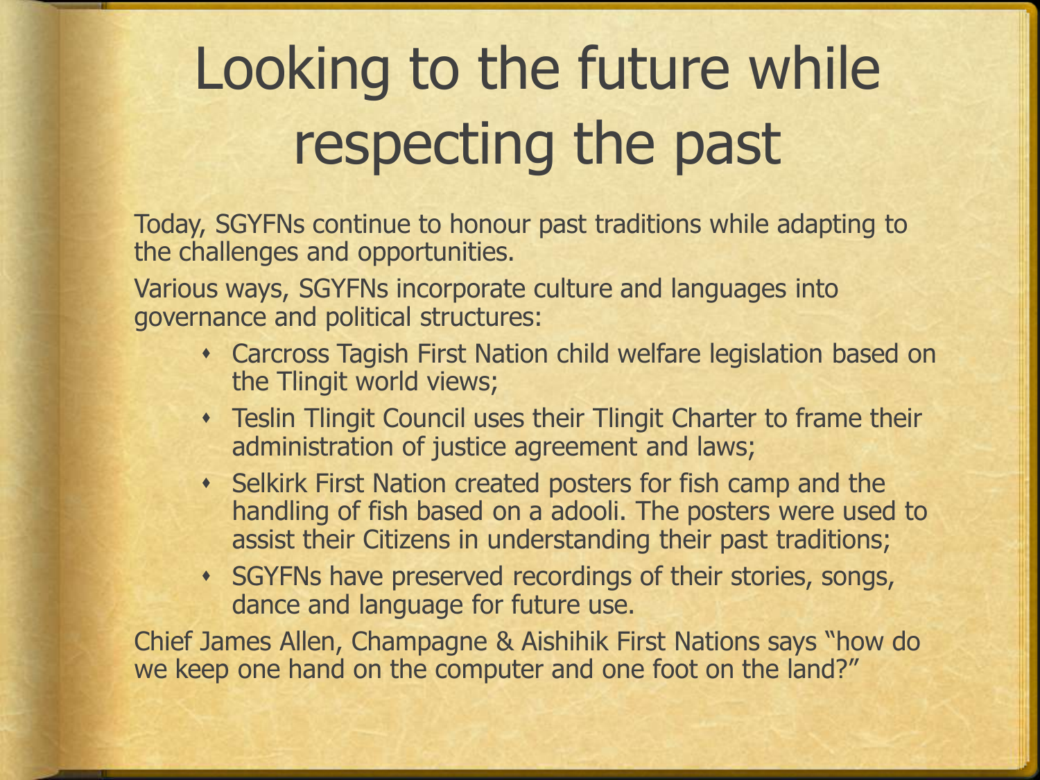# Looking to the future while respecting the past

Today, SGYFNs continue to honour past traditions while adapting to the challenges and opportunities.

Various ways, SGYFNs incorporate culture and languages into governance and political structures:

- Carcross Tagish First Nation child welfare legislation based on the Tlingit world views;
- Teslin Tlingit Council uses their Tlingit Charter to frame their administration of justice agreement and laws;
- Selkirk First Nation created posters for fish camp and the handling of fish based on a adooli. The posters were used to assist their Citizens in understanding their past traditions;
- SGYFNs have preserved recordings of their stories, songs, dance and language for future use.

Chief James Allen, Champagne & Aishihik First Nations says "how do we keep one hand on the computer and one foot on the land?"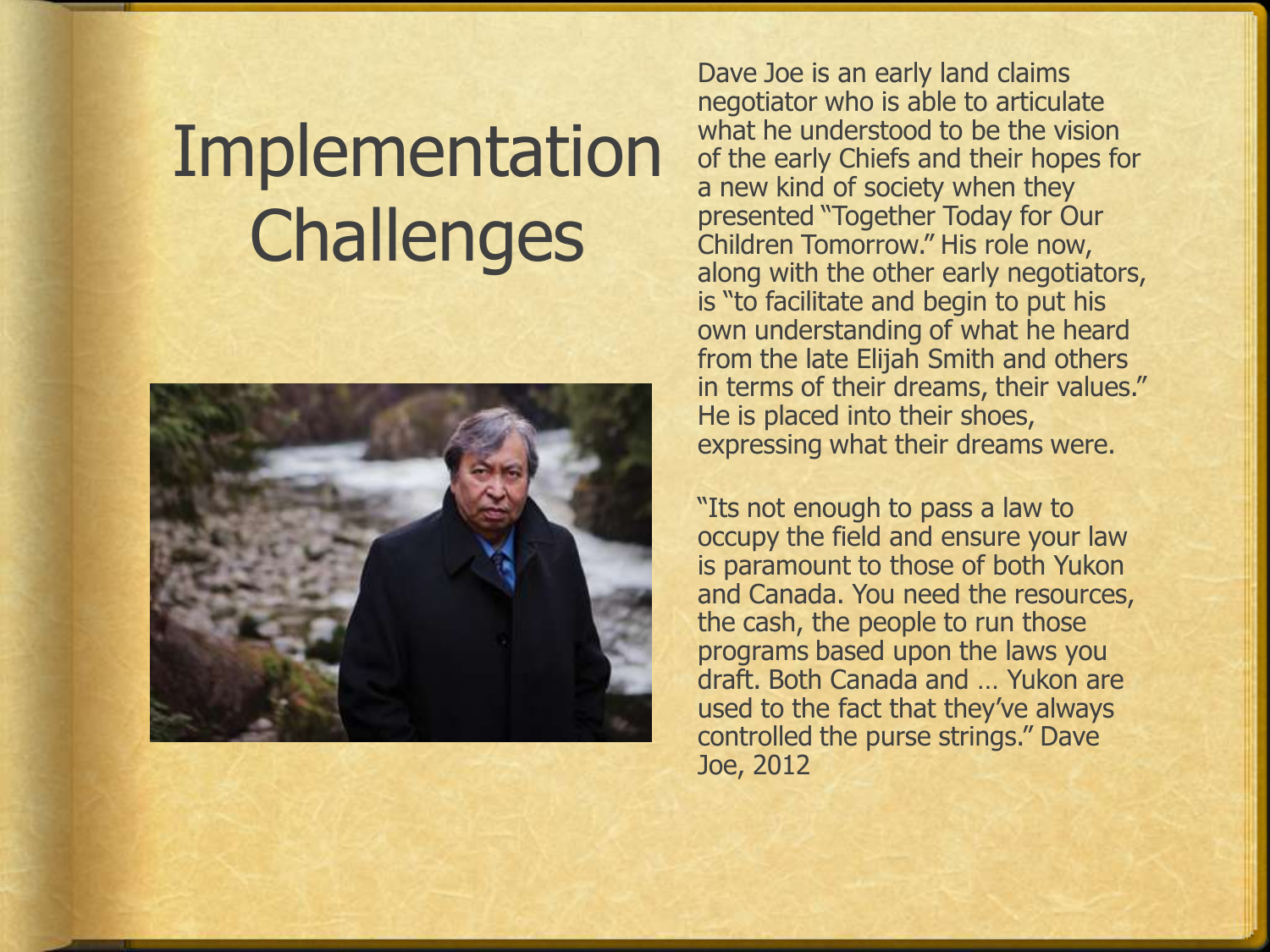# Implementation Challenges

Dave Joe is an early land claims negotiator who is able to articulate what he understood to be the vision of the early Chiefs and their hopes for a new kind of society when they presented "Together Today for Our Children Tomorrow." His role now, along with the other early negotiators, is "to facilitate and begin to put his own understanding of what he heard from the late Elijah Smith and others in terms of their dreams, their values." He is placed into their shoes, expressing what their dreams were.

"Its not enough to pass a law to occupy the field and ensure your law is paramount to those of both Yukon and Canada. You need the resources, the cash, the people to run those programs based upon the laws you draft. Both Canada and … Yukon are used to the fact that they've always controlled the purse strings." Dave Joe, 2012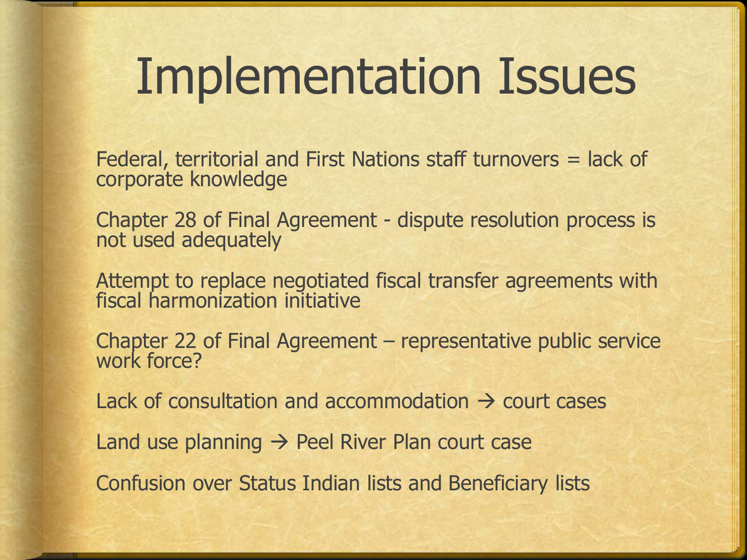# Implementation Issues

Federal, territorial and First Nations staff turnovers = lack of corporate knowledge

Chapter 28 of Final Agreement - dispute resolution process is not used adequately

Attempt to replace negotiated fiscal transfer agreements with fiscal harmonization initiative

Chapter 22 of Final Agreement – representative public service work force?

Lack of consultation and accommodation → court cases

Land use planning → Peel River Plan court case

Confusion over Status Indian lists and Beneficiary lists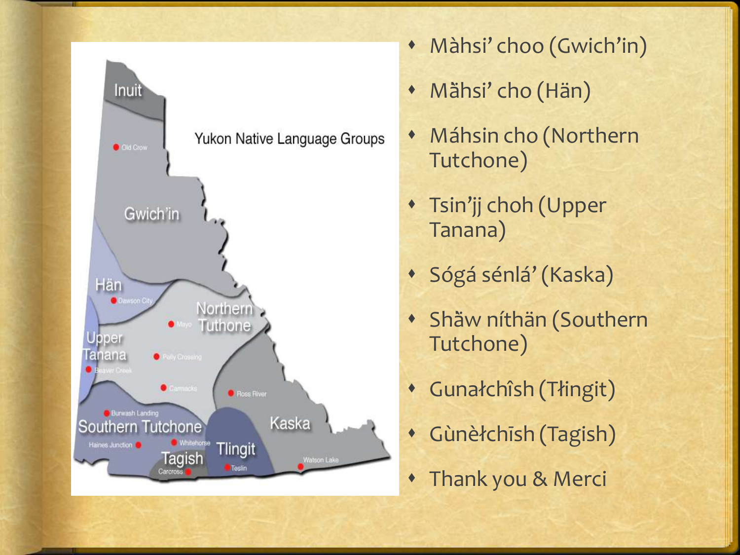Yukon Native Language Groups

Inuit
Old Crow
Gwich'in
Hän
Dawson City
Northern Tuthone
Mayo
Upper Tanana
Pelly Crossing
Beaver Creek
Carmacks
Ross River
Burwash Landing
Southern Tutchone
Kaska
Haines Junction
Whitehorse
Tlingit
Tagish
Carcross
Teslin
Watson Lake

- Màhsi' choo (Gwich'in)
- Mähsi' cho (Hän)
- Máhsin cho (Northern Tutchone)
- Tsin'jj choh (Upper Tanana)
- Sógá sénlá' (Kaska)
- Shǟw níthän (Southern Tutchone)
- Gunałchîsh (Tłingit)
- Gùnèłchīsh (Tagish)
- Thank you & Merci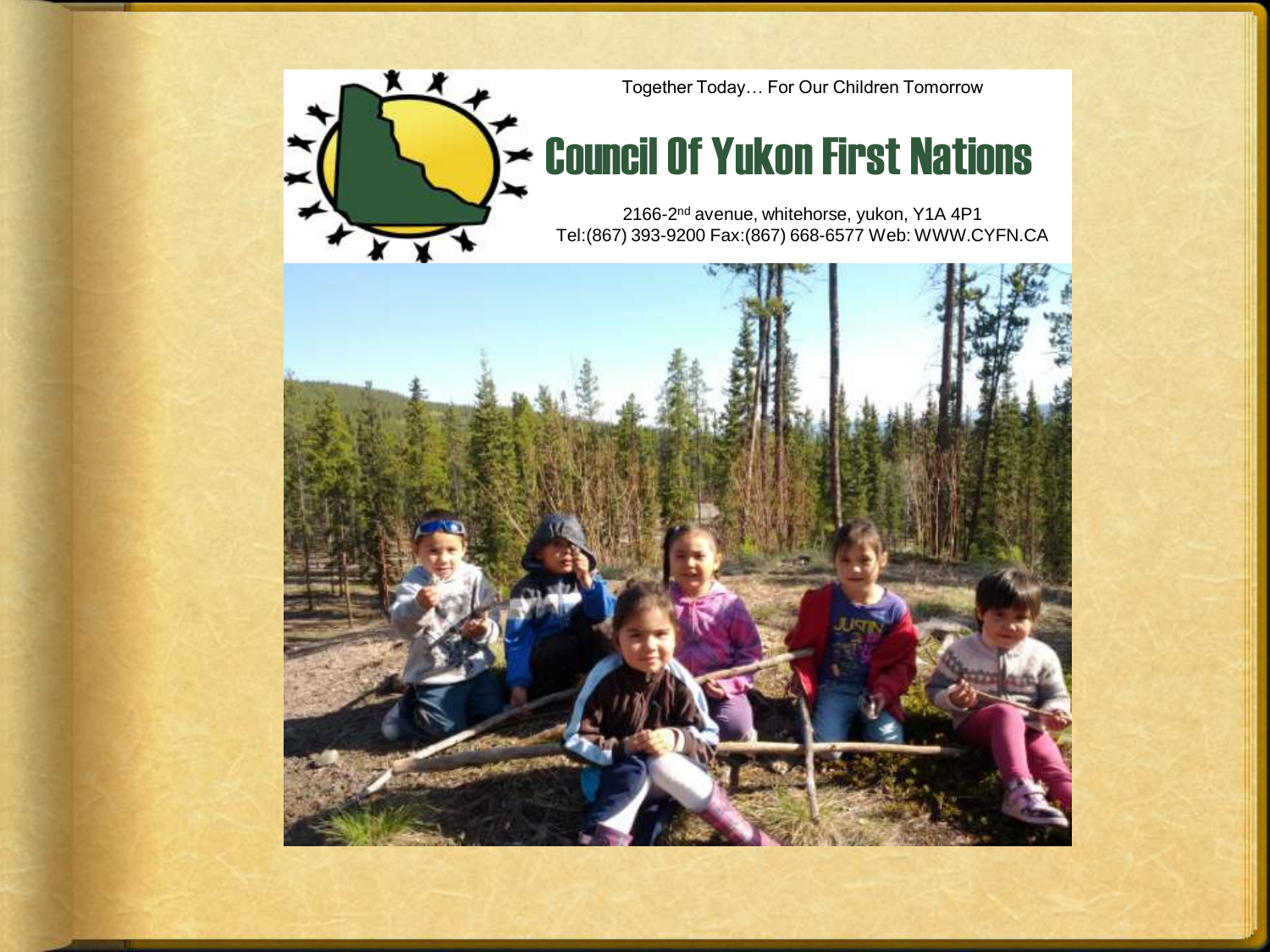Together Today… For Our Children Tomorrow

# Council Of Yukon First Nations

2166-2nd avenue, whitehorse, yukon, Y1A 4P1
Tel:(867) 393-9200 Fax:(867) 668-6577 Web: WWW.CYFN.CA